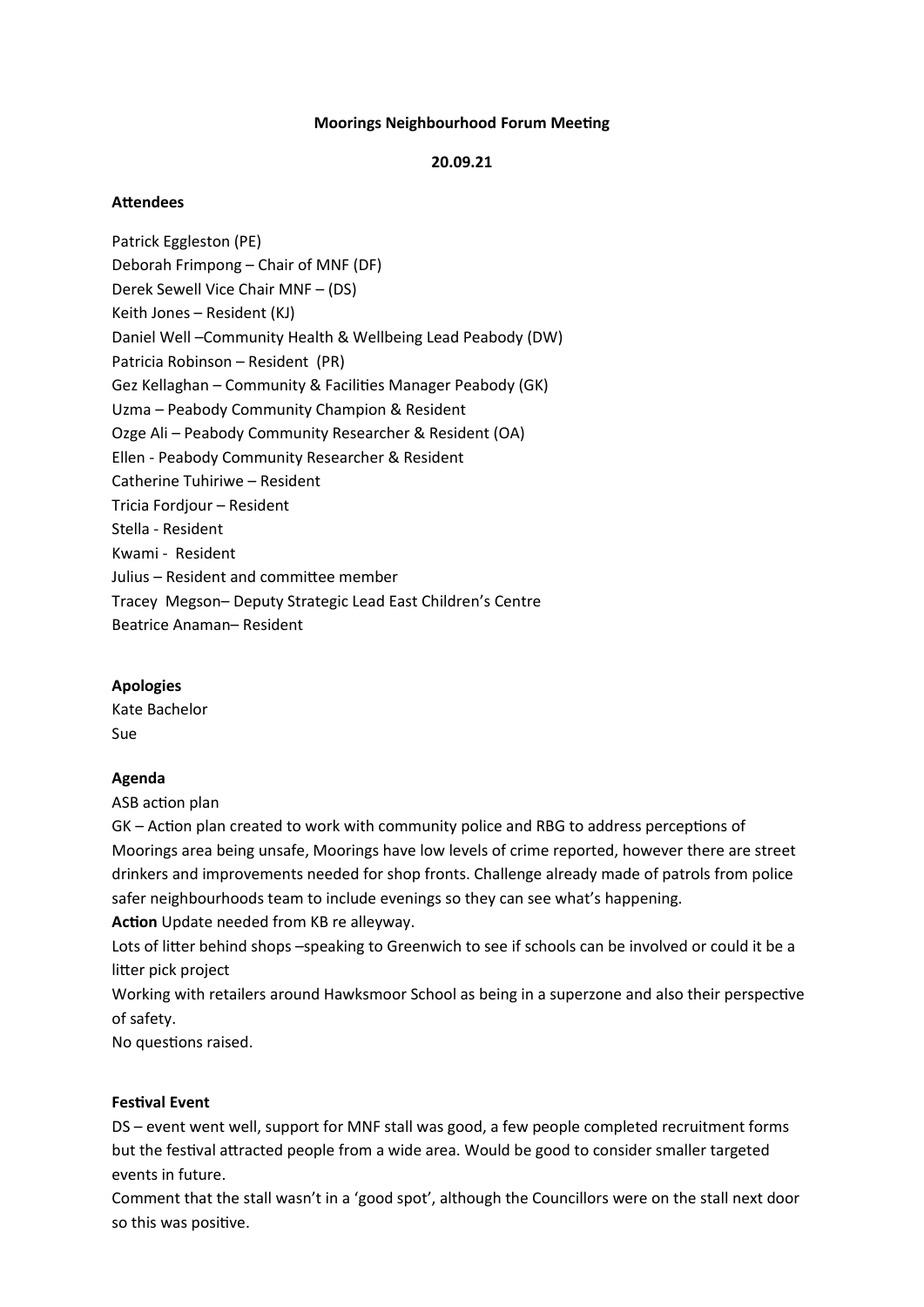**Moorings Neighbourhood Forum Meeting**

**20.09.21**

**Attendees**

Patrick Eggleston (PE)
Deborah Frimpong – Chair of MNF (DF)
Derek Sewell Vice Chair MNF – (DS)
Keith Jones – Resident (KJ)
Daniel Well –Community Health & Wellbeing Lead Peabody (DW)
Patricia Robinson – Resident (PR)
Gez Kellaghan – Community & Facilities Manager Peabody (GK)
Uzma – Peabody Community Champion & Resident
Ozge Ali – Peabody Community Researcher & Resident (OA)
Ellen - Peabody Community Researcher & Resident
Catherine Tuhiriwe – Resident
Tricia Fordjour – Resident
Stella - Resident
Kwami - Resident
Julius – Resident and committee member
Tracey Megson– Deputy Strategic Lead East Children's Centre
Beatrice Anaman– Resident

**Apologies**
Kate Bachelor
Sue

**Agenda**
ASB action plan
GK – Action plan created to work with community police and RBG to address perceptions of Moorings area being unsafe, Moorings have low levels of crime reported, however there are street drinkers and improvements needed for shop fronts. Challenge already made of patrols from police safer neighbourhoods team to include evenings so they can see what's happening.
**Action** Update needed from KB re alleyway.
Lots of litter behind shops –speaking to Greenwich to see if schools can be involved or could it be a litter pick project
Working with retailers around Hawksmoor School as being in a superzone and also their perspective of safety.
No questions raised.

**Festival Event**
DS – event went well, support for MNF stall was good, a few people completed recruitment forms but the festival attracted people from a wide area. Would be good to consider smaller targeted events in future.
Comment that the stall wasn't in a 'good spot', although the Councillors were on the stall next door so this was positive.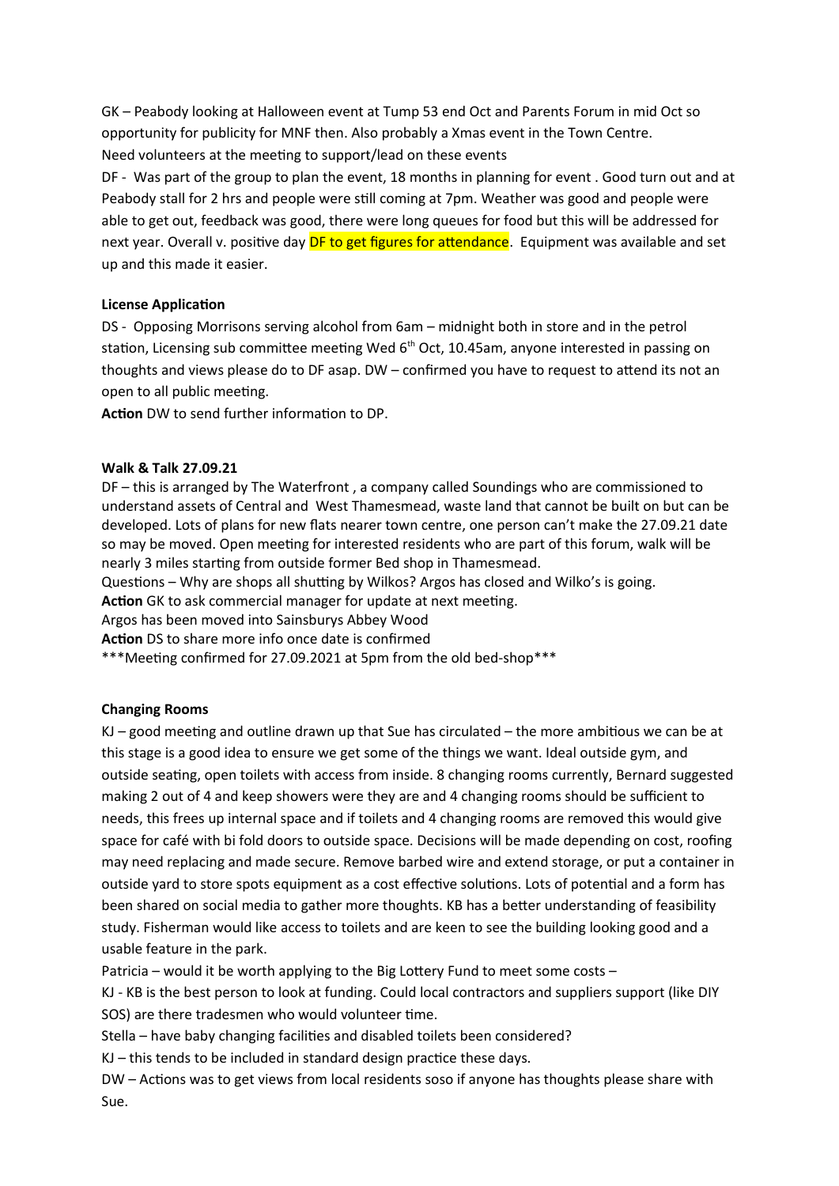GK – Peabody looking at Halloween event at Tump 53 end Oct and Parents Forum in mid Oct so opportunity for publicity for MNF then. Also probably a Xmas event in the Town Centre.
Need volunteers at the meeting to support/lead on these events

DF - Was part of the group to plan the event, 18 months in planning for event . Good turn out and at Peabody stall for 2 hrs and people were still coming at 7pm. Weather was good and people were able to get out, feedback was good, there were long queues for food but this will be addressed for next year. Overall v. positive day DF to get figures for attendance. Equipment was available and set up and this made it easier.

**License Application**

DS - Opposing Morrisons serving alcohol from 6am – midnight both in store and in the petrol station, Licensing sub committee meeting Wed 6th Oct, 10.45am, anyone interested in passing on thoughts and views please do to DF asap. DW – confirmed you have to request to attend its not an open to all public meeting.

**Action** DW to send further information to DP.

**Walk & Talk 27.09.21**

DF – this is arranged by The Waterfront , a company called Soundings who are commissioned to understand assets of Central and West Thamesmead, waste land that cannot be built on but can be developed. Lots of plans for new flats nearer town centre, one person can't make the 27.09.21 date so may be moved. Open meeting for interested residents who are part of this forum, walk will be nearly 3 miles starting from outside former Bed shop in Thamesmead.

Questions – Why are shops all shutting by Wilkos? Argos has closed and Wilko's is going.

**Action** GK to ask commercial manager for update at next meeting.

Argos has been moved into Sainsburys Abbey Wood

**Action** DS to share more info once date is confirmed

***Meeting confirmed for 27.09.2021 at 5pm from the old bed-shop***

**Changing Rooms**

KJ – good meeting and outline drawn up that Sue has circulated – the more ambitious we can be at this stage is a good idea to ensure we get some of the things we want. Ideal outside gym, and outside seating, open toilets with access from inside. 8 changing rooms currently, Bernard suggested making 2 out of 4 and keep showers were they are and 4 changing rooms should be sufficient to needs, this frees up internal space and if toilets and 4 changing rooms are removed this would give space for café with bi fold doors to outside space. Decisions will be made depending on cost, roofing may need replacing and made secure. Remove barbed wire and extend storage, or put a container in outside yard to store spots equipment as a cost effective solutions. Lots of potential and a form has been shared on social media to gather more thoughts. KB has a better understanding of feasibility study. Fisherman would like access to toilets and are keen to see the building looking good and a usable feature in the park.

Patricia – would it be worth applying to the Big Lottery Fund to meet some costs –

KJ - KB is the best person to look at funding. Could local contractors and suppliers support (like DIY SOS) are there tradesmen who would volunteer time.

Stella – have baby changing facilities and disabled toilets been considered?

KJ – this tends to be included in standard design practice these days.

DW – Actions was to get views from local residents soso if anyone has thoughts please share with Sue.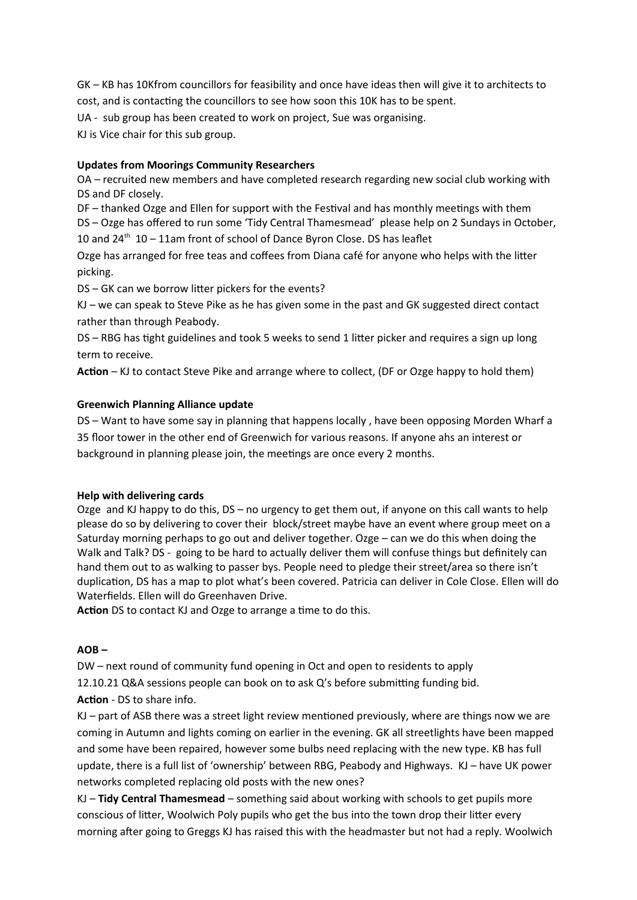GK – KB has 10Kfrom councillors for feasibility and once have ideas then will give it to architects to cost, and is contacting the councillors to see how soon this 10K has to be spent.

UA - sub group has been created to work on project, Sue was organising.

KJ is Vice chair for this sub group.

**Updates from Moorings Community Researchers**

OA – recruited new members and have completed research regarding new social club working with DS and DF closely.

DF – thanked Ozge and Ellen for support with the Festival and has monthly meetings with them

DS – Ozge has offered to run some 'Tidy Central Thamesmead' please help on 2 Sundays in October, 10 and 24th 10 – 11am front of school of Dance Byron Close. DS has leaflet

Ozge has arranged for free teas and coffees from Diana café for anyone who helps with the litter picking.

DS – GK can we borrow litter pickers for the events?

KJ – we can speak to Steve Pike as he has given some in the past and GK suggested direct contact rather than through Peabody.

DS – RBG has tight guidelines and took 5 weeks to send 1 litter picker and requires a sign up long term to receive.

**Action** – KJ to contact Steve Pike and arrange where to collect, (DF or Ozge happy to hold them)

**Greenwich Planning Alliance update**

DS – Want to have some say in planning that happens locally , have been opposing Morden Wharf a 35 floor tower in the other end of Greenwich for various reasons. If anyone ahs an interest or background in planning please join, the meetings are once every 2 months.

**Help with delivering cards**

Ozge and KJ happy to do this, DS – no urgency to get them out, if anyone on this call wants to help please do so by delivering to cover their block/street maybe have an event where group meet on a Saturday morning perhaps to go out and deliver together. Ozge – can we do this when doing the Walk and Talk? DS - going to be hard to actually deliver them will confuse things but definitely can hand them out to as walking to passer bys. People need to pledge their street/area so there isn't duplication, DS has a map to plot what's been covered. Patricia can deliver in Cole Close. Ellen will do Waterfields. Ellen will do Greenhaven Drive.

**Action** DS to contact KJ and Ozge to arrange a time to do this.

**AOB –**

DW – next round of community fund opening in Oct and open to residents to apply

12.10.21 Q&A sessions people can book on to ask Q's before submitting funding bid.

**Action** - DS to share info.

KJ – part of ASB there was a street light review mentioned previously, where are things now we are coming in Autumn and lights coming on earlier in the evening. GK all streetlights have been mapped and some have been repaired, however some bulbs need replacing with the new type. KB has full update, there is a full list of 'ownership' between RBG, Peabody and Highways. KJ – have UK power networks completed replacing old posts with the new ones?

KJ – **Tidy Central Thamesmead** – something said about working with schools to get pupils more conscious of litter, Woolwich Poly pupils who get the bus into the town drop their litter every morning after going to Greggs KJ has raised this with the headmaster but not had a reply. Woolwich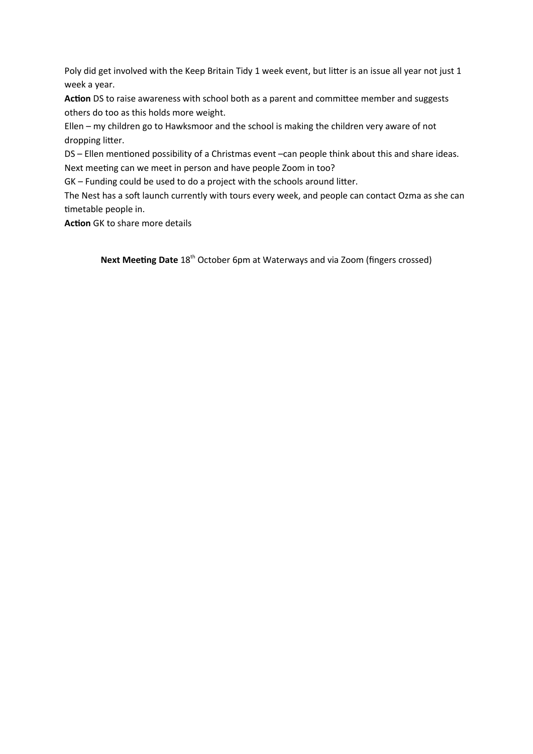Poly did get involved with the Keep Britain Tidy 1 week event, but litter is an issue all year not just 1 week a year.

**Action** DS to raise awareness with school both as a parent and committee member and suggests others do too as this holds more weight.

Ellen – my children go to Hawksmoor and the school is making the children very aware of not dropping litter.

DS – Ellen mentioned possibility of a Christmas event –can people think about this and share ideas. Next meeting can we meet in person and have people Zoom in too?

GK – Funding could be used to do a project with the schools around litter.

The Nest has a soft launch currently with tours every week, and people can contact Ozma as she can timetable people in.

**Action** GK to share more details

**Next Meeting Date** 18th October 6pm at Waterways and via Zoom (fingers crossed)